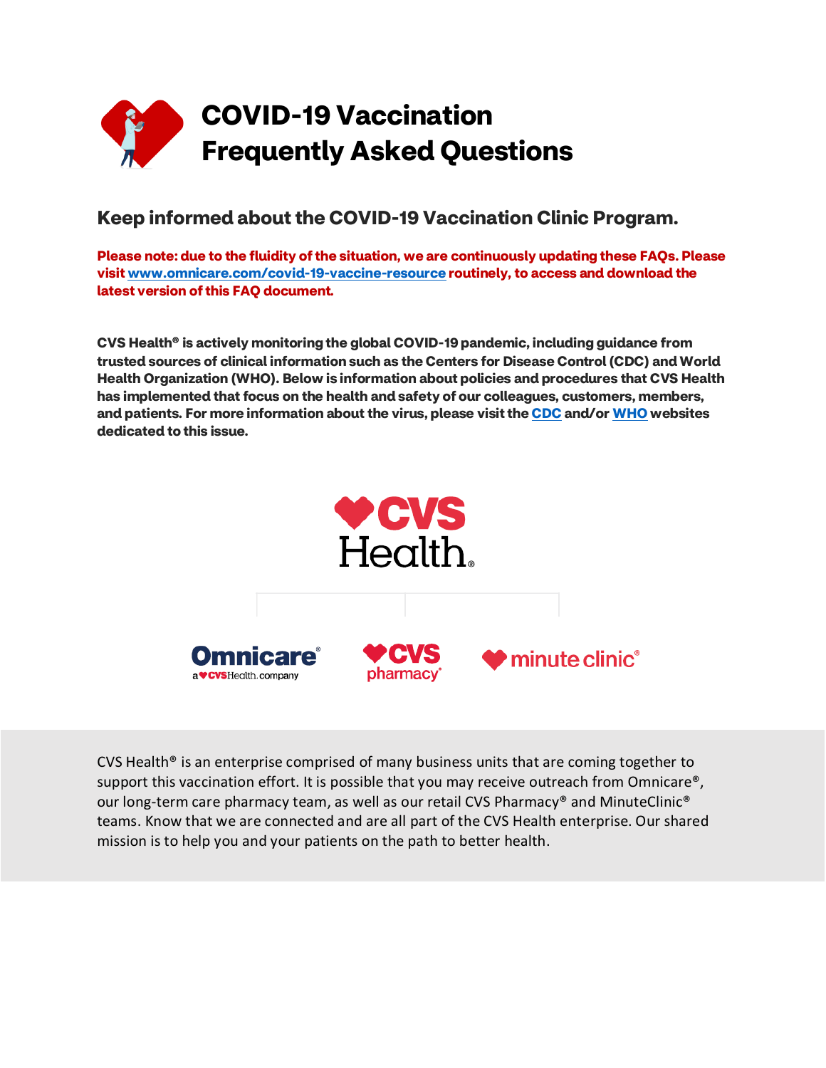# COVID-19 Vaccination Frequently Asked Questions

## Keep informed about the COVID-19 Vaccination Clinic Program.

**Please note: due to the fluidity of the situation, we are continuously updating these FAQs. Please visit [www.omnicare.com/covid-19-vaccine-resource](www.omnicare.com/covid-19-vaccine-resource) routinely, to access and download the latest version of this FAQ document.**

**CVS Health® is actively monitoring the global COVID-19 pandemic, including guidance from trusted sources of clinical information such as the Centers for Disease Control (CDC) and World Health Organization (WHO). Below is information about policies and procedures that CVS Health has implemented that focus on the health and safety of our colleagues, customers, members, and patients. For more information about the virus, please visit the CDC and/or WHO websites dedicated to this issue.**

CVS Health® is an enterprise comprised of many business units that are coming together to support this vaccination effort. It is possible that you may receive outreach from Omnicare®, our long-term care pharmacy team, as well as our retail CVS Pharmacy® and MinuteClinic® teams. Know that we are connected and are all part of the CVS Health enterprise. Our shared mission is to help you and your patients on the path to better health.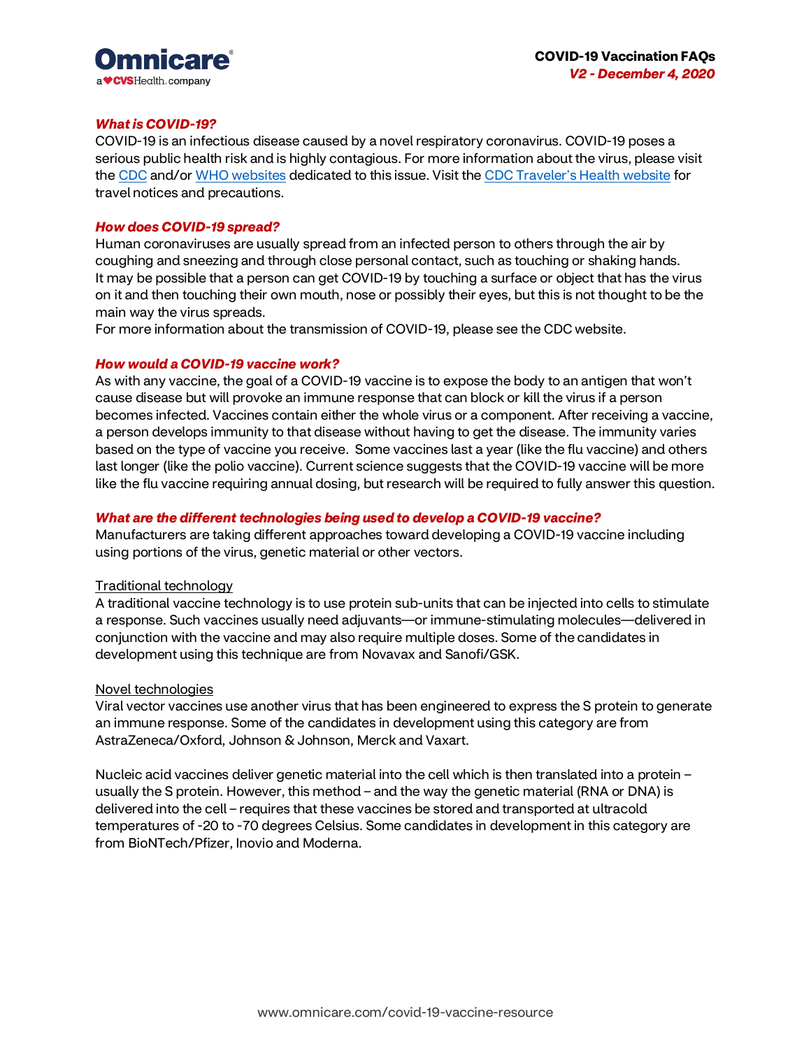### *What is COVID-19?*

COVID-19 is an infectious disease caused by a novel respiratory coronavirus. COVID-19 poses a serious public health risk and is highly contagious. For more information about the virus, please visit the [CDC](#) and/or [WHO websites](#) dedicated to this issue. Visit the [CDC Traveler's Health website](#) for travel notices and precautions.

### *How does COVID-19 spread?*

Human coronaviruses are usually spread from an infected person to others through the air by coughing and sneezing and through close personal contact, such as touching or shaking hands. It may be possible that a person can get COVID-19 by touching a surface or object that has the virus on it and then touching their own mouth, nose or possibly their eyes, but this is not thought to be the main way the virus spreads.
For more information about the transmission of COVID-19, please see the CDC website.

### *How would a COVID-19 vaccine work?*

As with any vaccine, the goal of a COVID-19 vaccine is to expose the body to an antigen that won't cause disease but will provoke an immune response that can block or kill the virus if a person becomes infected. Vaccines contain either the whole virus or a component. After receiving a vaccine, a person develops immunity to that disease without having to get the disease. The immunity varies based on the type of vaccine you receive. Some vaccines last a year (like the flu vaccine) and others last longer (like the polio vaccine). Current science suggests that the COVID-19 vaccine will be more like the flu vaccine requiring annual dosing, but research will be required to fully answer this question.

### *What are the different technologies being used to develop a COVID-19 vaccine?*

Manufacturers are taking different approaches toward developing a COVID-19 vaccine including using portions of the virus, genetic material or other vectors.

<u>Traditional technology</u>

A traditional vaccine technology is to use protein sub-units that can be injected into cells to stimulate a response. Such vaccines usually need adjuvants—or immune-stimulating molecules—delivered in conjunction with the vaccine and may also require multiple doses. Some of the candidates in development using this technique are from Novavax and Sanofi/GSK.

<u>Novel technologies</u>

Viral vector vaccines use another virus that has been engineered to express the S protein to generate an immune response. Some of the candidates in development using this category are from AstraZeneca/Oxford, Johnson & Johnson, Merck and Vaxart.

Nucleic acid vaccines deliver genetic material into the cell which is then translated into a protein – usually the S protein. However, this method – and the way the genetic material (RNA or DNA) is delivered into the cell – requires that these vaccines be stored and transported at ultracold temperatures of -20 to -70 degrees Celsius. Some candidates in development in this category are from BioNTech/Pfizer, Inovio and Moderna.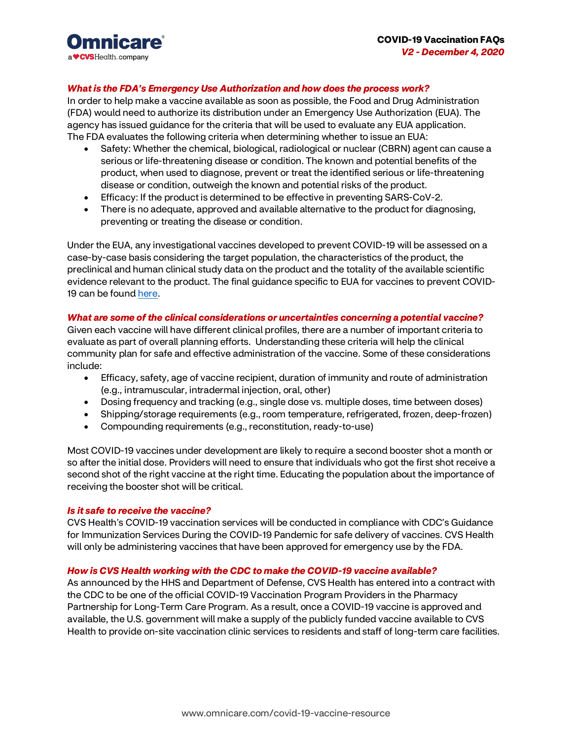### *What is the FDA's Emergency Use Authorization and how does the process work?*

In order to help make a vaccine available as soon as possible, the Food and Drug Administration (FDA) would need to authorize its distribution under an Emergency Use Authorization (EUA). The agency has issued guidance for the criteria that will be used to evaluate any EUA application. The FDA evaluates the following criteria when determining whether to issue an EUA:

- Safety: Whether the chemical, biological, radiological or nuclear (CBRN) agent can cause a serious or life-threatening disease or condition. The known and potential benefits of the product, when used to diagnose, prevent or treat the identified serious or life-threatening disease or condition, outweigh the known and potential risks of the product.
- Efficacy: If the product is determined to be effective in preventing SARS-CoV-2.
- There is no adequate, approved and available alternative to the product for diagnosing, preventing or treating the disease or condition.

Under the EUA, any investigational vaccines developed to prevent COVID-19 will be assessed on a case-by-case basis considering the target population, the characteristics of the product, the preclinical and human clinical study data on the product and the totality of the available scientific evidence relevant to the product. The final guidance specific to EUA for vaccines to prevent COVID-19 can be found [here](#).

### *What are some of the clinical considerations or uncertainties concerning a potential vaccine?*

Given each vaccine will have different clinical profiles, there are a number of important criteria to evaluate as part of overall planning efforts. Understanding these criteria will help the clinical community plan for safe and effective administration of the vaccine. Some of these considerations include:

- Efficacy, safety, age of vaccine recipient, duration of immunity and route of administration (e.g., intramuscular, intradermal injection, oral, other)
- Dosing frequency and tracking (e.g., single dose vs. multiple doses, time between doses)
- Shipping/storage requirements (e.g., room temperature, refrigerated, frozen, deep-frozen)
- Compounding requirements (e.g., reconstitution, ready-to-use)

Most COVID-19 vaccines under development are likely to require a second booster shot a month or so after the initial dose. Providers will need to ensure that individuals who got the first shot receive a second shot of the right vaccine at the right time. Educating the population about the importance of receiving the booster shot will be critical.

### *Is it safe to receive the vaccine?*

CVS Health's COVID-19 vaccination services will be conducted in compliance with CDC's Guidance for Immunization Services During the COVID-19 Pandemic for safe delivery of vaccines. CVS Health will only be administering vaccines that have been approved for emergency use by the FDA.

### *How is CVS Health working with the CDC to make the COVID-19 vaccine available?*

As announced by the HHS and Department of Defense, CVS Health has entered into a contract with the CDC to be one of the official COVID-19 Vaccination Program Providers in the Pharmacy Partnership for Long-Term Care Program. As a result, once a COVID-19 vaccine is approved and available, the U.S. government will make a supply of the publicly funded vaccine available to CVS Health to provide on-site vaccination clinic services to residents and staff of long-term care facilities.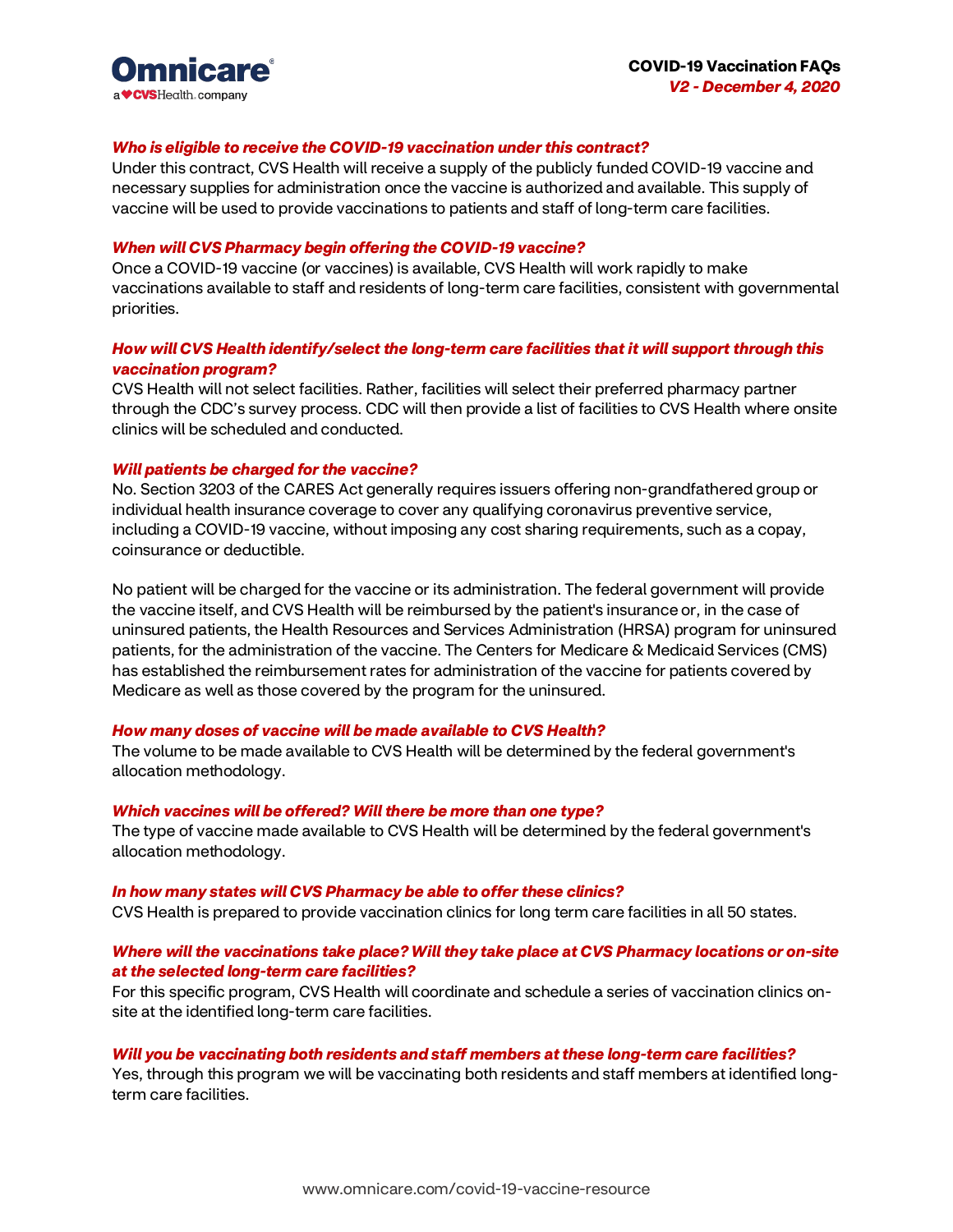***Who is eligible to receive the COVID-19 vaccination under this contract?***

Under this contract, CVS Health will receive a supply of the publicly funded COVID-19 vaccine and necessary supplies for administration once the vaccine is authorized and available. This supply of vaccine will be used to provide vaccinations to patients and staff of long-term care facilities.

***When will CVS Pharmacy begin offering the COVID-19 vaccine?***

Once a COVID-19 vaccine (or vaccines) is available, CVS Health will work rapidly to make vaccinations available to staff and residents of long-term care facilities, consistent with governmental priorities.

***How will CVS Health identify/select the long-term care facilities that it will support through this vaccination program?***

CVS Health will not select facilities. Rather, facilities will select their preferred pharmacy partner through the CDC's survey process. CDC will then provide a list of facilities to CVS Health where onsite clinics will be scheduled and conducted.

***Will patients be charged for the vaccine?***

No. Section 3203 of the CARES Act generally requires issuers offering non-grandfathered group or individual health insurance coverage to cover any qualifying coronavirus preventive service, including a COVID-19 vaccine, without imposing any cost sharing requirements, such as a copay, coinsurance or deductible.

No patient will be charged for the vaccine or its administration. The federal government will provide the vaccine itself, and CVS Health will be reimbursed by the patient's insurance or, in the case of uninsured patients, the Health Resources and Services Administration (HRSA) program for uninsured patients, for the administration of the vaccine. The Centers for Medicare & Medicaid Services (CMS) has established the reimbursement rates for administration of the vaccine for patients covered by Medicare as well as those covered by the program for the uninsured.

***How many doses of vaccine will be made available to CVS Health?***

The volume to be made available to CVS Health will be determined by the federal government's allocation methodology.

***Which vaccines will be offered? Will there be more than one type?***

The type of vaccine made available to CVS Health will be determined by the federal government's allocation methodology.

***In how many states will CVS Pharmacy be able to offer these clinics?***

CVS Health is prepared to provide vaccination clinics for long term care facilities in all 50 states.

***Where will the vaccinations take place? Will they take place at CVS Pharmacy locations or on-site at the selected long-term care facilities?***

For this specific program, CVS Health will coordinate and schedule a series of vaccination clinics on-site at the identified long-term care facilities.

***Will you be vaccinating both residents and staff members at these long-term care facilities?***

Yes, through this program we will be vaccinating both residents and staff members at identified long-term care facilities.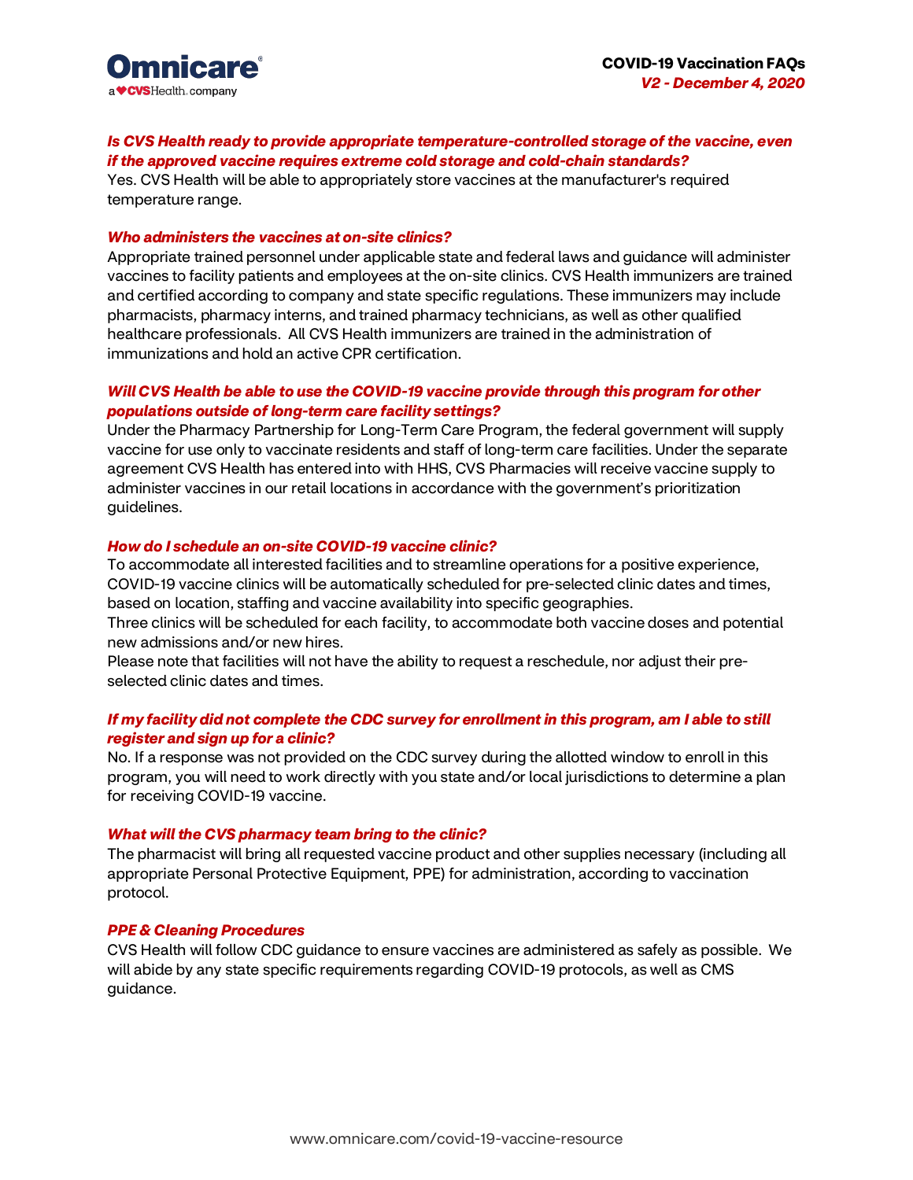**Is CVS Health ready to provide appropriate temperature-controlled storage of the vaccine, even if the approved vaccine requires extreme cold storage and cold-chain standards?**

Yes. CVS Health will be able to appropriately store vaccines at the manufacturer's required temperature range.

**Who administers the vaccines at on-site clinics?**

Appropriate trained personnel under applicable state and federal laws and guidance will administer vaccines to facility patients and employees at the on-site clinics. CVS Health immunizers are trained and certified according to company and state specific regulations. These immunizers may include pharmacists, pharmacy interns, and trained pharmacy technicians, as well as other qualified healthcare professionals. All CVS Health immunizers are trained in the administration of immunizations and hold an active CPR certification.

**Will CVS Health be able to use the COVID-19 vaccine provide through this program for other populations outside of long-term care facility settings?**

Under the Pharmacy Partnership for Long-Term Care Program, the federal government will supply vaccine for use only to vaccinate residents and staff of long-term care facilities. Under the separate agreement CVS Health has entered into with HHS, CVS Pharmacies will receive vaccine supply to administer vaccines in our retail locations in accordance with the government's prioritization guidelines.

**How do I schedule an on-site COVID-19 vaccine clinic?**

To accommodate all interested facilities and to streamline operations for a positive experience, COVID-19 vaccine clinics will be automatically scheduled for pre-selected clinic dates and times, based on location, staffing and vaccine availability into specific geographies.
Three clinics will be scheduled for each facility, to accommodate both vaccine doses and potential new admissions and/or new hires.
Please note that facilities will not have the ability to request a reschedule, nor adjust their pre-selected clinic dates and times.

**If my facility did not complete the CDC survey for enrollment in this program, am I able to still register and sign up for a clinic?**

No. If a response was not provided on the CDC survey during the allotted window to enroll in this program, you will need to work directly with you state and/or local jurisdictions to determine a plan for receiving COVID-19 vaccine.

**What will the CVS pharmacy team bring to the clinic?**

The pharmacist will bring all requested vaccine product and other supplies necessary (including all appropriate Personal Protective Equipment, PPE) for administration, according to vaccination protocol.

**PPE & Cleaning Procedures**

CVS Health will follow CDC guidance to ensure vaccines are administered as safely as possible. We will abide by any state specific requirements regarding COVID-19 protocols, as well as CMS guidance.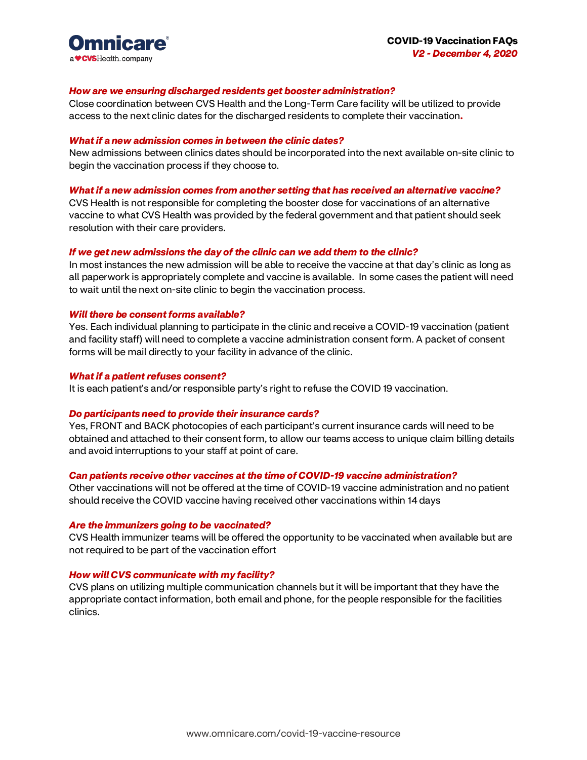***How are we ensuring discharged residents get booster administration?***
Close coordination between CVS Health and the Long-Term Care facility will be utilized to provide access to the next clinic dates for the discharged residents to complete their vaccination.

***What if a new admission comes in between the clinic dates?***
New admissions between clinics dates should be incorporated into the next available on-site clinic to begin the vaccination process if they choose to.

***What if a new admission comes from another setting that has received an alternative vaccine?***
CVS Health is not responsible for completing the booster dose for vaccinations of an alternative vaccine to what CVS Health was provided by the federal government and that patient should seek resolution with their care providers.

***If we get new admissions the day of the clinic can we add them to the clinic?***
In most instances the new admission will be able to receive the vaccine at that day's clinic as long as all paperwork is appropriately complete and vaccine is available. In some cases the patient will need to wait until the next on-site clinic to begin the vaccination process.

***Will there be consent forms available?***
Yes. Each individual planning to participate in the clinic and receive a COVID-19 vaccination (patient and facility staff) will need to complete a vaccine administration consent form. A packet of consent forms will be mail directly to your facility in advance of the clinic.

***What if a patient refuses consent?***
It is each patient's and/or responsible party's right to refuse the COVID 19 vaccination.

***Do participants need to provide their insurance cards?***
Yes, FRONT and BACK photocopies of each participant's current insurance cards will need to be obtained and attached to their consent form, to allow our teams access to unique claim billing details and avoid interruptions to your staff at point of care.

***Can patients receive other vaccines at the time of COVID-19 vaccine administration?***
Other vaccinations will not be offered at the time of COVID-19 vaccine administration and no patient should receive the COVID vaccine having received other vaccinations within 14 days

***Are the immunizers going to be vaccinated?***
CVS Health immunizer teams will be offered the opportunity to be vaccinated when available but are not required to be part of the vaccination effort

***How will CVS communicate with my facility?***
CVS plans on utilizing multiple communication channels but it will be important that they have the appropriate contact information, both email and phone, for the people responsible for the facilities clinics.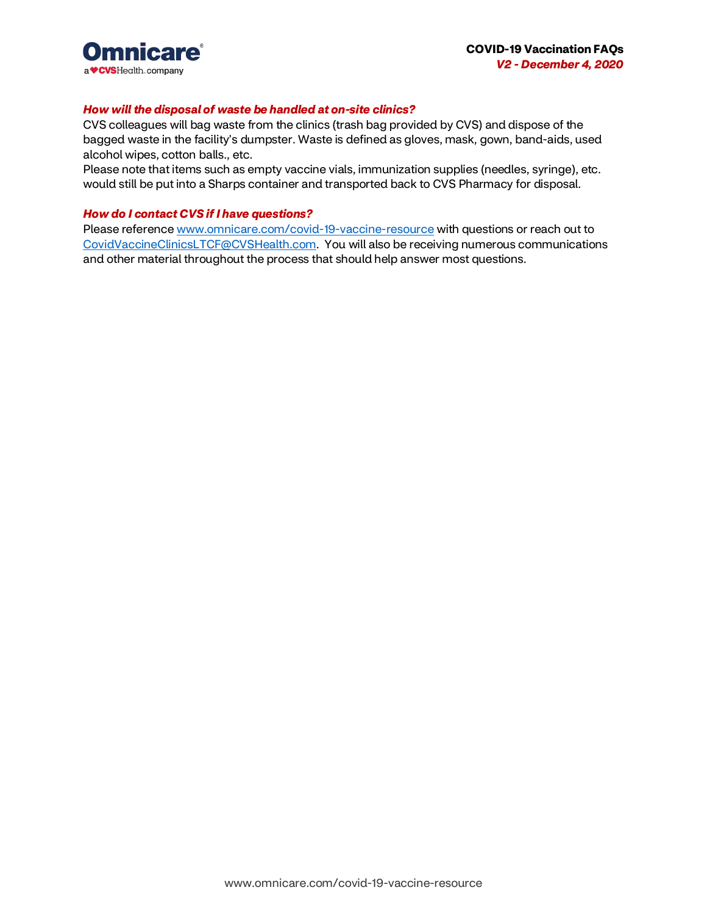***How will the disposal of waste be handled at on-site clinics?***

CVS colleagues will bag waste from the clinics (trash bag provided by CVS) and dispose of the bagged waste in the facility's dumpster. Waste is defined as gloves, mask, gown, band-aids, used alcohol wipes, cotton balls., etc.

Please note that items such as empty vaccine vials, immunization supplies (needles, syringe), etc. would still be put into a Sharps container and transported back to CVS Pharmacy for disposal.

***How do I contact CVS if I have questions?***

Please reference [www.omnicare.com/covid-19-vaccine-resource](http://www.omnicare.com/covid-19-vaccine-resource) with questions or reach out to [CovidVaccineClinicsLTCF@CVSHealth.com](mailto:CovidVaccineClinicsLTCF@CVSHealth.com). You will also be receiving numerous communications and other material throughout the process that should help answer most questions.